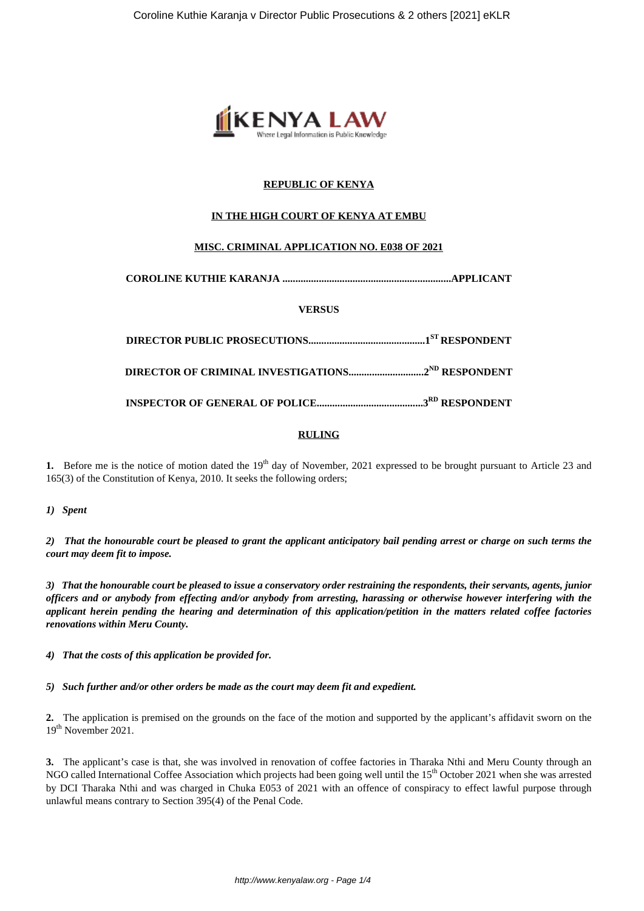**REPUBLIC OF KENYA**

**IN THE HIGH COURT OF KENYA AT EMBU**

**MISC. CRIMINAL APPLICATION NO. E038 OF 2021**

**COROLINE KUTHIE KARANJA ..................................................................APPLICANT**

**VERSUS**

**DIRECTOR PUBLIC PROSECUTIONS.............................................1[ST] RESPONDENT**

**DIRECTOR OF CRIMINAL INVESTIGATIONS.............................2[ND] RESPONDENT**

**INSPECTOR OF GENERAL OF POLICE.........................................3[RD] RESPONDENT**

**RULING**

**1.** Before me is the notice of motion dated the 19[th] day of November, 2021 expressed to be brought pursuant to Article 23 and 165(3) of the Constitution of Kenya, 2010. It seeks the following orders;

***1) Spent***

***2) That the honourable court be pleased to grant the applicant anticipatory bail pending arrest or charge on such terms the court may deem fit to impose.***

***3) That the honourable court be pleased to issue a conservatory order restraining the respondents, their servants, agents, junior officers and or anybody from effecting and/or anybody from arresting, harassing or otherwise however interfering with the applicant herein pending the hearing and determination of this application/petition in the matters related coffee factories renovations within Meru County.***

***4) That the costs of this application be provided for.***

***5) Such further and/or other orders be made as the court may deem fit and expedient.***

**2.** The application is premised on the grounds on the face of the motion and supported by the applicant's affidavit sworn on the 19[th] November 2021.

**3.** The applicant's case is that, she was involved in renovation of coffee factories in Tharaka Nthi and Meru County through an NGO called International Coffee Association which projects had been going well until the 15[th] October 2021 when she was arrested by DCI Tharaka Nthi and was charged in Chuka E053 of 2021 with an offence of conspiracy to effect lawful purpose through unlawful means contrary to Section 395(4) of the Penal Code.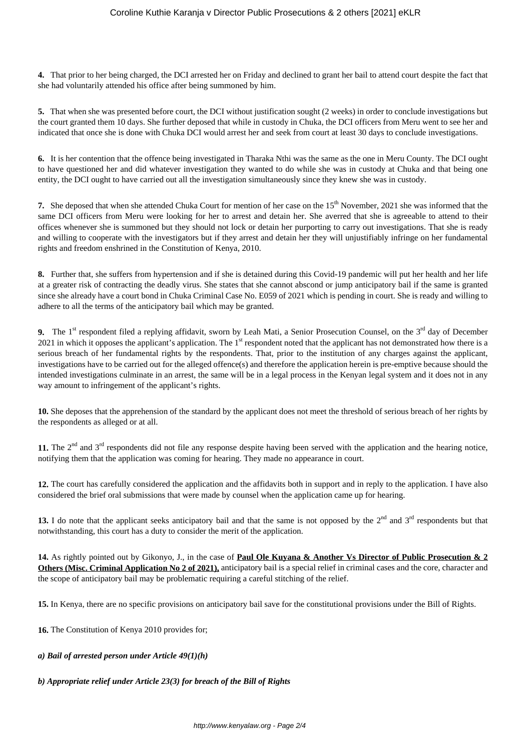**4.** That prior to her being charged, the DCI arrested her on Friday and declined to grant her bail to attend court despite the fact that she had voluntarily attended his office after being summoned by him.

**5.** That when she was presented before court, the DCI without justification sought (2 weeks) in order to conclude investigations but the court granted them 10 days. She further deposed that while in custody in Chuka, the DCI officers from Meru went to see her and indicated that once she is done with Chuka DCI would arrest her and seek from court at least 30 days to conclude investigations.

**6.** It is her contention that the offence being investigated in Tharaka Nthi was the same as the one in Meru County. The DCI ought to have questioned her and did whatever investigation they wanted to do while she was in custody at Chuka and that being one entity, the DCI ought to have carried out all the investigation simultaneously since they knew she was in custody.

**7.** She deposed that when she attended Chuka Court for mention of her case on the 15th November, 2021 she was informed that the same DCI officers from Meru were looking for her to arrest and detain her. She averred that she is agreeable to attend to their offices whenever she is summoned but they should not lock or detain her purporting to carry out investigations. That she is ready and willing to cooperate with the investigators but if they arrest and detain her they will unjustifiably infringe on her fundamental rights and freedom enshrined in the Constitution of Kenya, 2010.

**8.** Further that, she suffers from hypertension and if she is detained during this Covid-19 pandemic will put her health and her life at a greater risk of contracting the deadly virus. She states that she cannot abscond or jump anticipatory bail if the same is granted since she already have a court bond in Chuka Criminal Case No. E059 of 2021 which is pending in court. She is ready and willing to adhere to all the terms of the anticipatory bail which may be granted.

**9.** The 1st respondent filed a replying affidavit, sworn by Leah Mati, a Senior Prosecution Counsel, on the 3rd day of December 2021 in which it opposes the applicant's application. The 1st respondent noted that the applicant has not demonstrated how there is a serious breach of her fundamental rights by the respondents. That, prior to the institution of any charges against the applicant, investigations have to be carried out for the alleged offence(s) and therefore the application herein is pre-emptive because should the intended investigations culminate in an arrest, the same will be in a legal process in the Kenyan legal system and it does not in any way amount to infringement of the applicant's rights.

**10.** She deposes that the apprehension of the standard by the applicant does not meet the threshold of serious breach of her rights by the respondents as alleged or at all.

**11.** The 2nd and 3rd respondents did not file any response despite having been served with the application and the hearing notice, notifying them that the application was coming for hearing. They made no appearance in court.

**12.** The court has carefully considered the application and the affidavits both in support and in reply to the application. I have also considered the brief oral submissions that were made by counsel when the application came up for hearing.

**13.** I do note that the applicant seeks anticipatory bail and that the same is not opposed by the 2nd and 3rd respondents but that notwithstanding, this court has a duty to consider the merit of the application.

**14.** As rightly pointed out by Gikonyo, J., in the case of **Paul Ole Kuyana & Another Vs Director of Public Prosecution & 2 Others (Misc. Criminal Application No 2 of 2021),** anticipatory bail is a special relief in criminal cases and the core, character and the scope of anticipatory bail may be problematic requiring a careful stitching of the relief.

**15.** In Kenya, there are no specific provisions on anticipatory bail save for the constitutional provisions under the Bill of Rights.

**16.** The Constitution of Kenya 2010 provides for;

***a) Bail of arrested person under Article 49(1)(h)***

***b) Appropriate relief under Article 23(3) for breach of the Bill of Rights***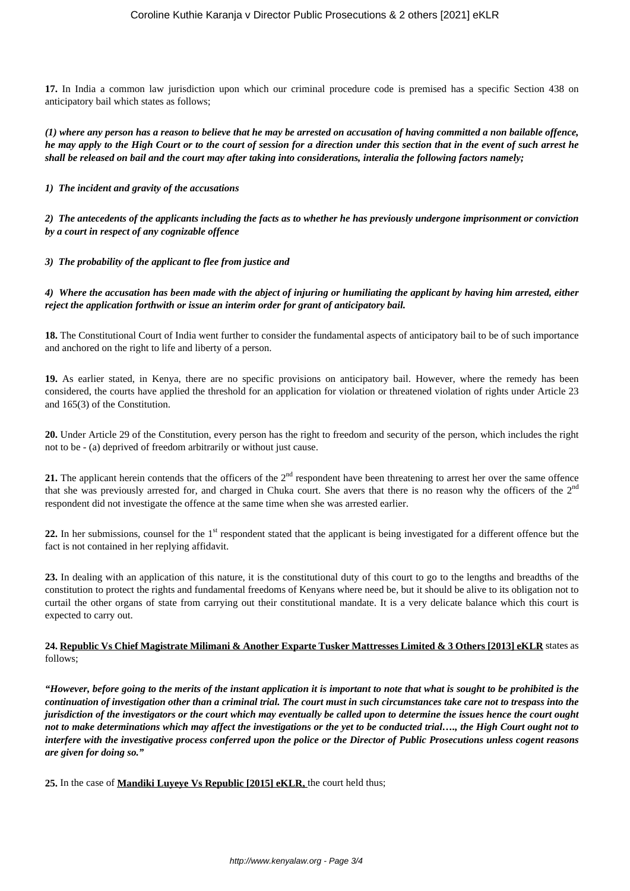**17.** In India a common law jurisdiction upon which our criminal procedure code is premised has a specific Section 438 on anticipatory bail which states as follows;

***(1) where any person has a reason to believe that he may be arrested on accusation of having committed a non bailable offence, he may apply to the High Court or to the court of session for a direction under this section that in the event of such arrest he shall be released on bail and the court may after taking into considerations, interalia the following factors namely;***

***1) The incident and gravity of the accusations***

***2) The antecedents of the applicants including the facts as to whether he has previously undergone imprisonment or conviction by a court in respect of any cognizable offence***

***3) The probability of the applicant to flee from justice and***

***4) Where the accusation has been made with the abject of injuring or humiliating the applicant by having him arrested, either reject the application forthwith or issue an interim order for grant of anticipatory bail.***

**18.** The Constitutional Court of India went further to consider the fundamental aspects of anticipatory bail to be of such importance and anchored on the right to life and liberty of a person.

**19.** As earlier stated, in Kenya, there are no specific provisions on anticipatory bail. However, where the remedy has been considered, the courts have applied the threshold for an application for violation or threatened violation of rights under Article 23 and 165(3) of the Constitution.

**20.** Under Article 29 of the Constitution, every person has the right to freedom and security of the person, which includes the right not to be - (a) deprived of freedom arbitrarily or without just cause.

**21.** The applicant herein contends that the officers of the 2nd respondent have been threatening to arrest her over the same offence that she was previously arrested for, and charged in Chuka court. She avers that there is no reason why the officers of the 2nd respondent did not investigate the offence at the same time when she was arrested earlier.

**22.** In her submissions, counsel for the 1st respondent stated that the applicant is being investigated for a different offence but the fact is not contained in her replying affidavit.

**23.** In dealing with an application of this nature, it is the constitutional duty of this court to go to the lengths and breadths of the constitution to protect the rights and fundamental freedoms of Kenyans where need be, but it should be alive to its obligation not to curtail the other organs of state from carrying out their constitutional mandate. It is a very delicate balance which this court is expected to carry out.

**24. Republic Vs Chief Magistrate Milimani & Another Exparte Tusker Mattresses Limited & 3 Others [2013] eKLR** states as follows;

***"However, before going to the merits of the instant application it is important to note that what is sought to be prohibited is the continuation of investigation other than a criminal trial. The court must in such circumstances take care not to trespass into the jurisdiction of the investigators or the court which may eventually be called upon to determine the issues hence the court ought not to make determinations which may affect the investigations or the yet to be conducted trial…., the High Court ought not to interfere with the investigative process conferred upon the police or the Director of Public Prosecutions unless cogent reasons are given for doing so."***

**25.** In the case of **Mandiki Luyeye Vs Republic [2015] eKLR,** the court held thus;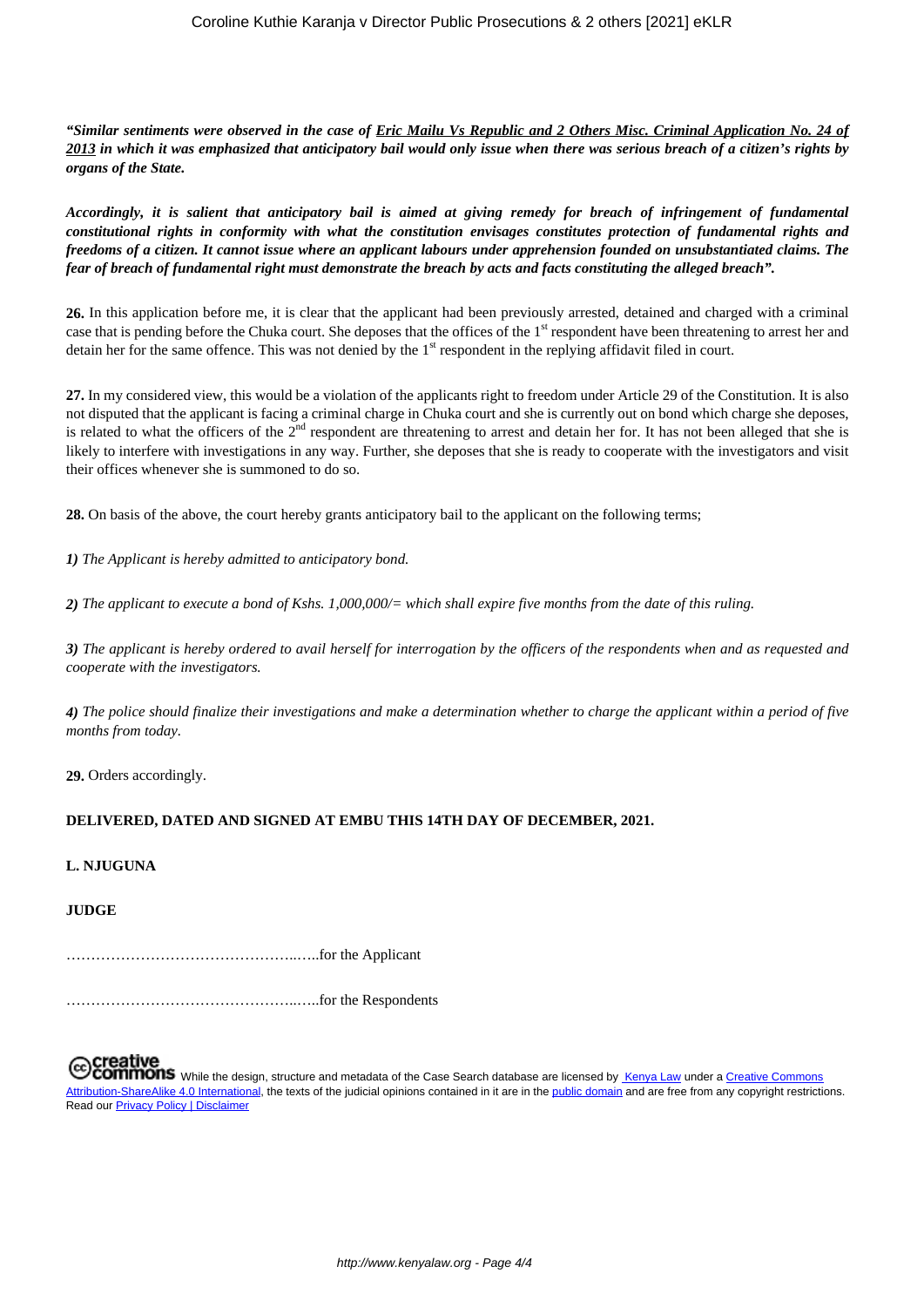***"Similar sentiments were observed in the case of <u>Eric Mailu Vs Republic and 2 Others Misc. Criminal Application No. 24 of 2013</u> in which it was emphasized that anticipatory bail would only issue when there was serious breach of a citizen's rights by organs of the State.***

***Accordingly, it is salient that anticipatory bail is aimed at giving remedy for breach of infringement of fundamental constitutional rights in conformity with what the constitution envisages constitutes protection of fundamental rights and freedoms of a citizen. It cannot issue where an applicant labours under apprehension founded on unsubstantiated claims. The fear of breach of fundamental right must demonstrate the breach by acts and facts constituting the alleged breach".***

**26.** In this application before me, it is clear that the applicant had been previously arrested, detained and charged with a criminal case that is pending before the Chuka court. She deposes that the offices of the 1st respondent have been threatening to arrest her and detain her for the same offence. This was not denied by the 1st respondent in the replying affidavit filed in court.

**27.** In my considered view, this would be a violation of the applicants right to freedom under Article 29 of the Constitution. It is also not disputed that the applicant is facing a criminal charge in Chuka court and she is currently out on bond which charge she deposes, is related to what the officers of the 2nd respondent are threatening to arrest and detain her for. It has not been alleged that she is likely to interfere with investigations in any way. Further, she deposes that she is ready to cooperate with the investigators and visit their offices whenever she is summoned to do so.

**28.** On basis of the above, the court hereby grants anticipatory bail to the applicant on the following terms;

***1)*** *The Applicant is hereby admitted to anticipatory bond.*

***2)*** *The applicant to execute a bond of Kshs. 1,000,000/= which shall expire five months from the date of this ruling.*

***3)*** *The applicant is hereby ordered to avail herself for interrogation by the officers of the respondents when and as requested and cooperate with the investigators.*

***4)*** *The police should finalize their investigations and make a determination whether to charge the applicant within a period of five months from today.*

**29.** Orders accordingly.

**DELIVERED, DATED AND SIGNED AT EMBU THIS 14TH DAY OF DECEMBER, 2021.**

**L. NJUGUNA**

**JUDGE**

………………………………………..…..for the Applicant

………………………………………..…..for the Respondents

While the design, structure and metadata of the Case Search database are licensed by Kenya Law under a Creative Commons Attribution-ShareAlike 4.0 International, the texts of the judicial opinions contained in it are in the public domain and are free from any copyright restrictions. Read our Privacy Policy | Disclaimer